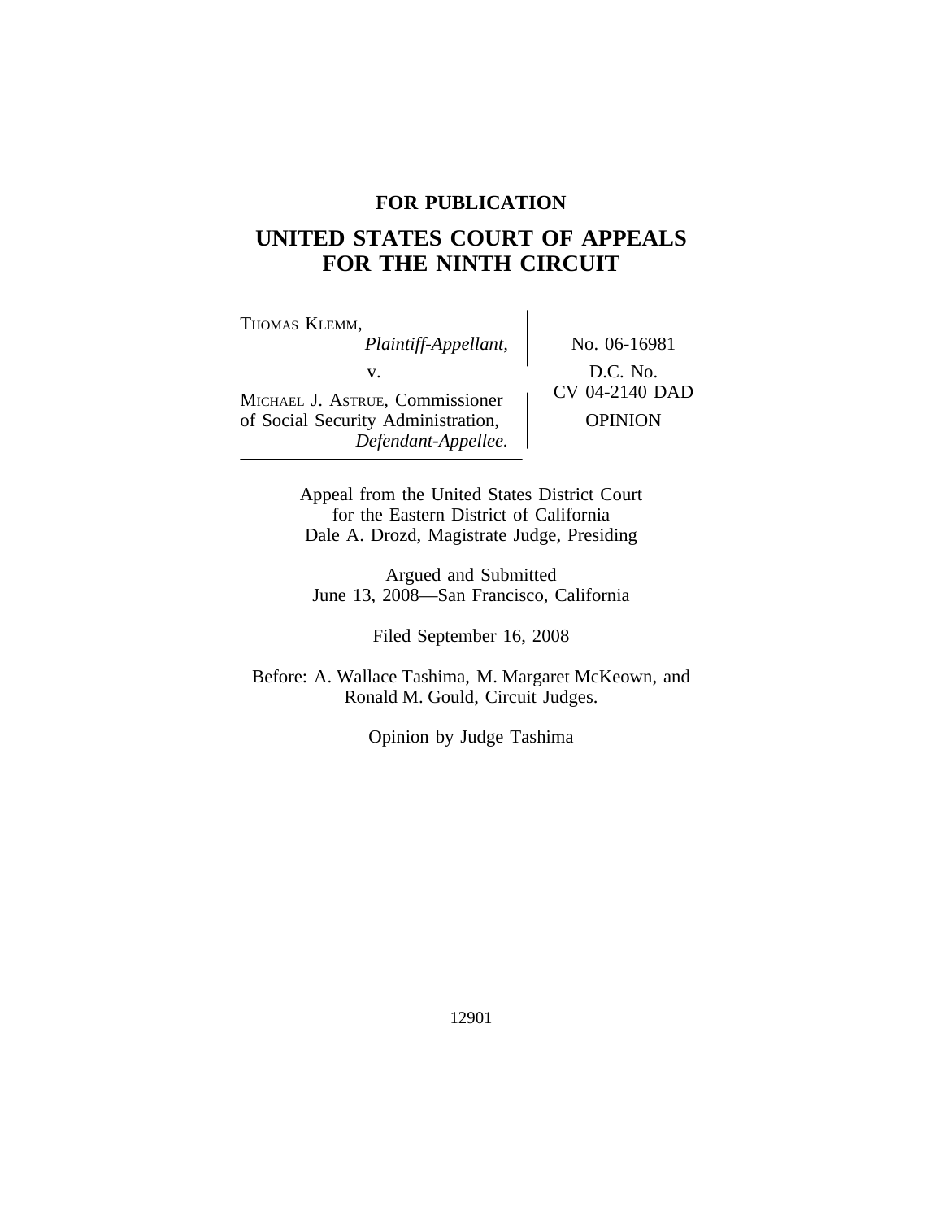**FOR PUBLICATION**

# UNITED STATES COURT OF APPEALS FOR THE NINTH CIRCUIT

THOMAS KLEMM,
*Plaintiff-Appellant,*

v.

MICHAEL J. ASTRUE, Commissioner of Social Security Administration,
*Defendant-Appellee.*

No. 06-16981

D.C. No. CV 04-2140 DAD

OPINION

Appeal from the United States District Court
for the Eastern District of California
Dale A. Drozd, Magistrate Judge, Presiding

Argued and Submitted
June 13, 2008—San Francisco, California

Filed September 16, 2008

Before: A. Wallace Tashima, M. Margaret McKeown, and Ronald M. Gould, Circuit Judges.

Opinion by Judge Tashima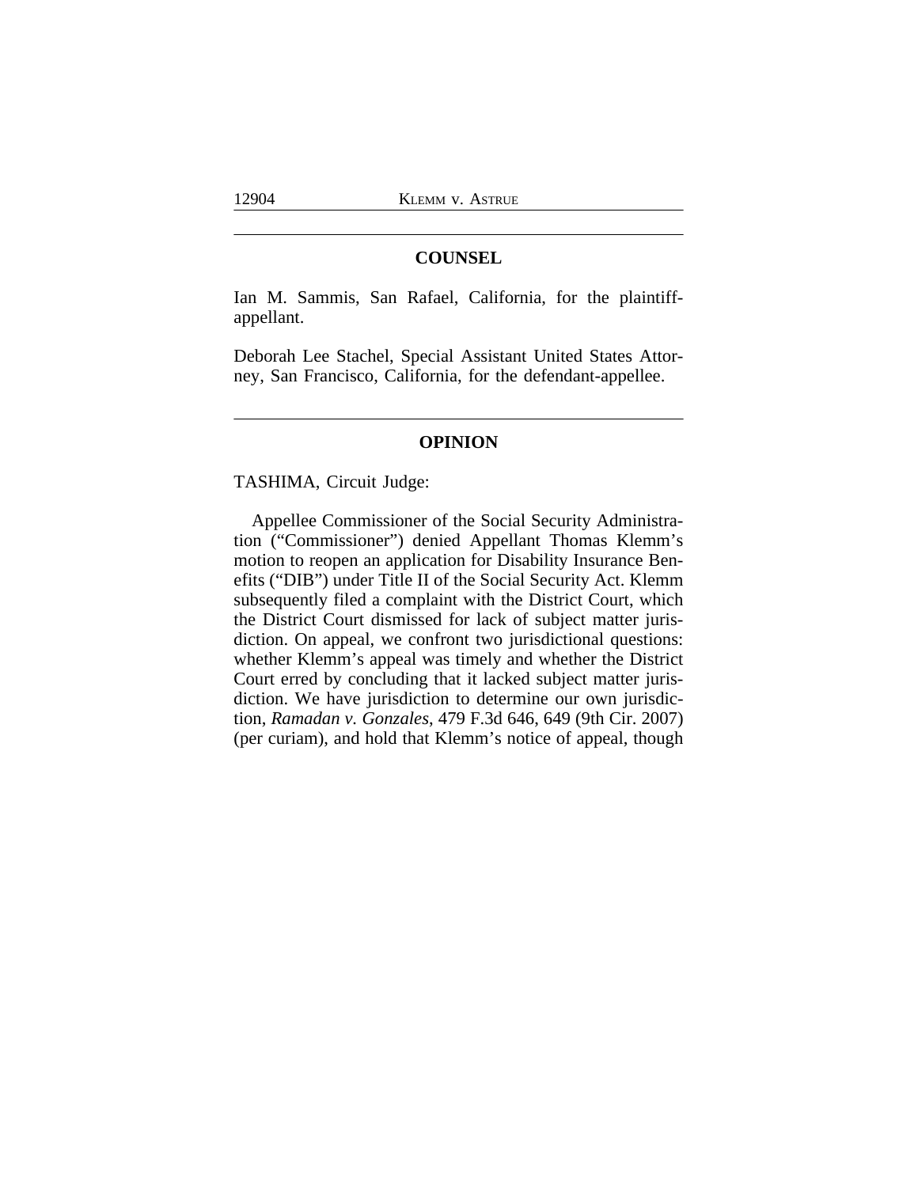## COUNSEL

Ian M. Sammis, San Rafael, California, for the plaintiff-appellant.

Deborah Lee Stachel, Special Assistant United States Attorney, San Francisco, California, for the defendant-appellee.

## OPINION

TASHIMA, Circuit Judge:

Appellee Commissioner of the Social Security Administration ("Commissioner") denied Appellant Thomas Klemm's motion to reopen an application for Disability Insurance Benefits ("DIB") under Title II of the Social Security Act. Klemm subsequently filed a complaint with the District Court, which the District Court dismissed for lack of subject matter jurisdiction. On appeal, we confront two jurisdictional questions: whether Klemm's appeal was timely and whether the District Court erred by concluding that it lacked subject matter jurisdiction. We have jurisdiction to determine our own jurisdiction, *Ramadan v. Gonzales*, 479 F.3d 646, 649 (9th Cir. 2007) (per curiam), and hold that Klemm's notice of appeal, though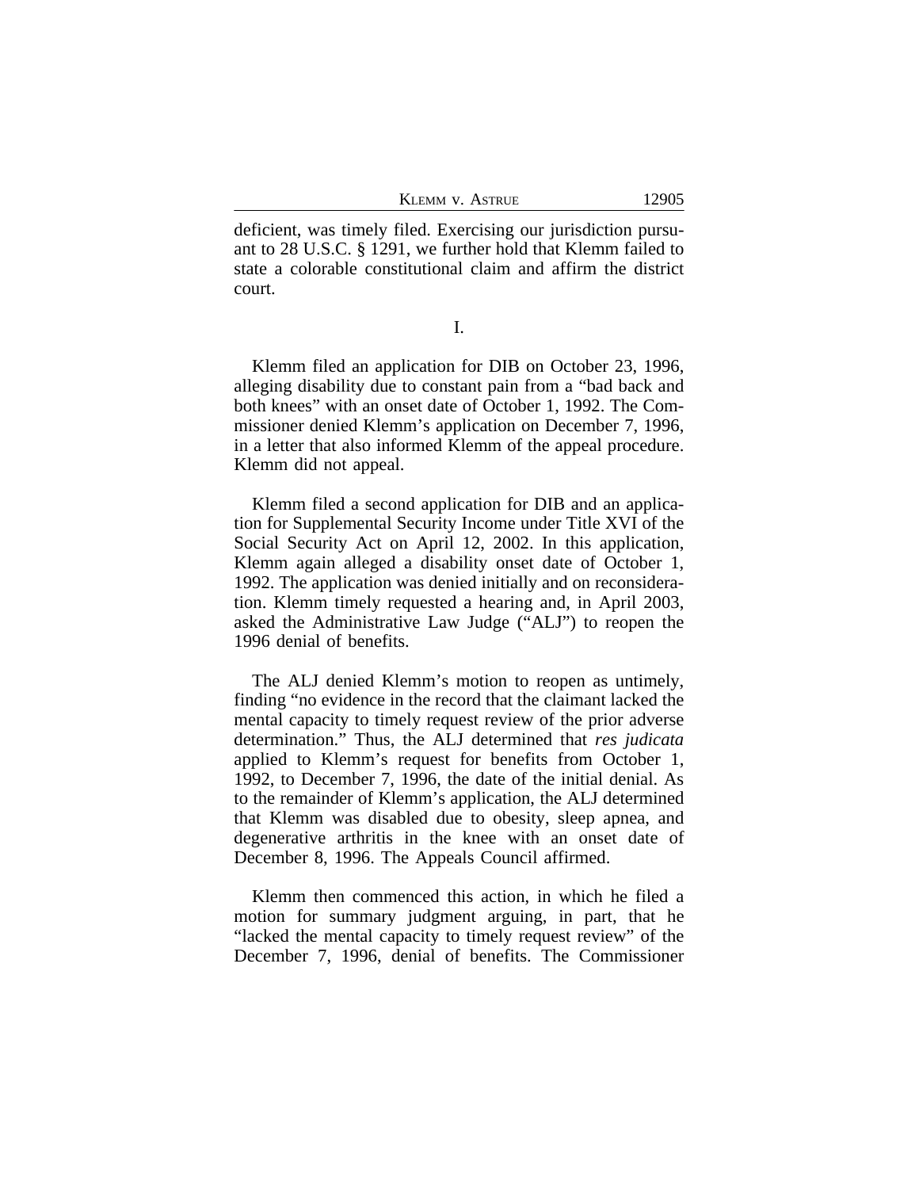deficient, was timely filed. Exercising our jurisdiction pursuant to 28 U.S.C. § 1291, we further hold that Klemm failed to state a colorable constitutional claim and affirm the district court.

I.

Klemm filed an application for DIB on October 23, 1996, alleging disability due to constant pain from a "bad back and both knees" with an onset date of October 1, 1992. The Commissioner denied Klemm's application on December 7, 1996, in a letter that also informed Klemm of the appeal procedure. Klemm did not appeal.

Klemm filed a second application for DIB and an application for Supplemental Security Income under Title XVI of the Social Security Act on April 12, 2002. In this application, Klemm again alleged a disability onset date of October 1, 1992. The application was denied initially and on reconsideration. Klemm timely requested a hearing and, in April 2003, asked the Administrative Law Judge ("ALJ") to reopen the 1996 denial of benefits.

The ALJ denied Klemm's motion to reopen as untimely, finding "no evidence in the record that the claimant lacked the mental capacity to timely request review of the prior adverse determination." Thus, the ALJ determined that *res judicata* applied to Klemm's request for benefits from October 1, 1992, to December 7, 1996, the date of the initial denial. As to the remainder of Klemm's application, the ALJ determined that Klemm was disabled due to obesity, sleep apnea, and degenerative arthritis in the knee with an onset date of December 8, 1996. The Appeals Council affirmed.

Klemm then commenced this action, in which he filed a motion for summary judgment arguing, in part, that he "lacked the mental capacity to timely request review" of the December 7, 1996, denial of benefits. The Commissioner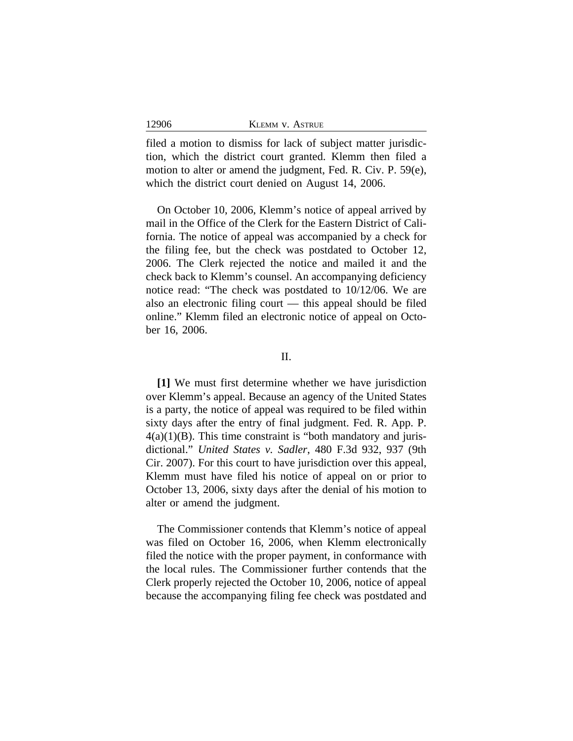filed a motion to dismiss for lack of subject matter jurisdiction, which the district court granted. Klemm then filed a motion to alter or amend the judgment, Fed. R. Civ. P. 59(e), which the district court denied on August 14, 2006.

On October 10, 2006, Klemm's notice of appeal arrived by mail in the Office of the Clerk for the Eastern District of California. The notice of appeal was accompanied by a check for the filing fee, but the check was postdated to October 12, 2006. The Clerk rejected the notice and mailed it and the check back to Klemm's counsel. An accompanying deficiency notice read: "The check was postdated to 10/12/06. We are also an electronic filing court — this appeal should be filed online." Klemm filed an electronic notice of appeal on October 16, 2006.

## II.

**[1]** We must first determine whether we have jurisdiction over Klemm's appeal. Because an agency of the United States is a party, the notice of appeal was required to be filed within sixty days after the entry of final judgment. Fed. R. App. P. 4(a)(1)(B). This time constraint is "both mandatory and jurisdictional." *United States v. Sadler*, 480 F.3d 932, 937 (9th Cir. 2007). For this court to have jurisdiction over this appeal, Klemm must have filed his notice of appeal on or prior to October 13, 2006, sixty days after the denial of his motion to alter or amend the judgment.

The Commissioner contends that Klemm's notice of appeal was filed on October 16, 2006, when Klemm electronically filed the notice with the proper payment, in conformance with the local rules. The Commissioner further contends that the Clerk properly rejected the October 10, 2006, notice of appeal because the accompanying filing fee check was postdated and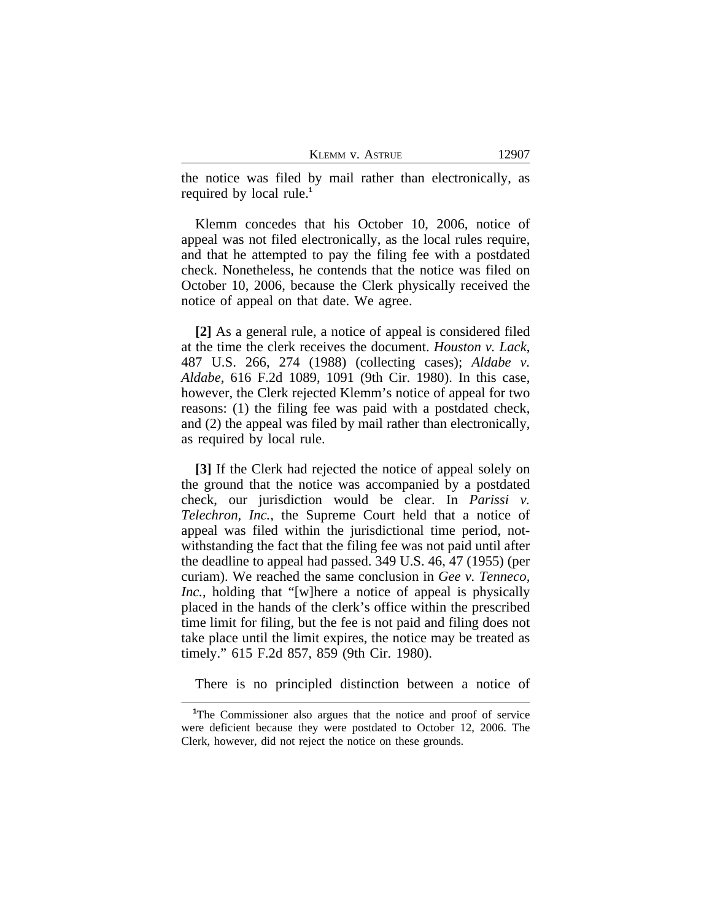the notice was filed by mail rather than electronically, as required by local rule.[1]

Klemm concedes that his October 10, 2006, notice of appeal was not filed electronically, as the local rules require, and that he attempted to pay the filing fee with a postdated check. Nonetheless, he contends that the notice was filed on October 10, 2006, because the Clerk physically received the notice of appeal on that date. We agree.

**[2]** As a general rule, a notice of appeal is considered filed at the time the clerk receives the document. *Houston v. Lack*, 487 U.S. 266, 274 (1988) (collecting cases); *Aldabe v. Aldabe*, 616 F.2d 1089, 1091 (9th Cir. 1980). In this case, however, the Clerk rejected Klemm's notice of appeal for two reasons: (1) the filing fee was paid with a postdated check, and (2) the appeal was filed by mail rather than electronically, as required by local rule.

**[3]** If the Clerk had rejected the notice of appeal solely on the ground that the notice was accompanied by a postdated check, our jurisdiction would be clear. In *Parissi v. Telechron, Inc.*, the Supreme Court held that a notice of appeal was filed within the jurisdictional time period, notwithstanding the fact that the filing fee was not paid until after the deadline to appeal had passed. 349 U.S. 46, 47 (1955) (per curiam). We reached the same conclusion in *Gee v. Tenneco, Inc.*, holding that "[w]here a notice of appeal is physically placed in the hands of the clerk's office within the prescribed time limit for filing, but the fee is not paid and filing does not take place until the limit expires, the notice may be treated as timely." 615 F.2d 857, 859 (9th Cir. 1980).

There is no principled distinction between a notice of

[1]The Commissioner also argues that the notice and proof of service were deficient because they were postdated to October 12, 2006. The Clerk, however, did not reject the notice on these grounds.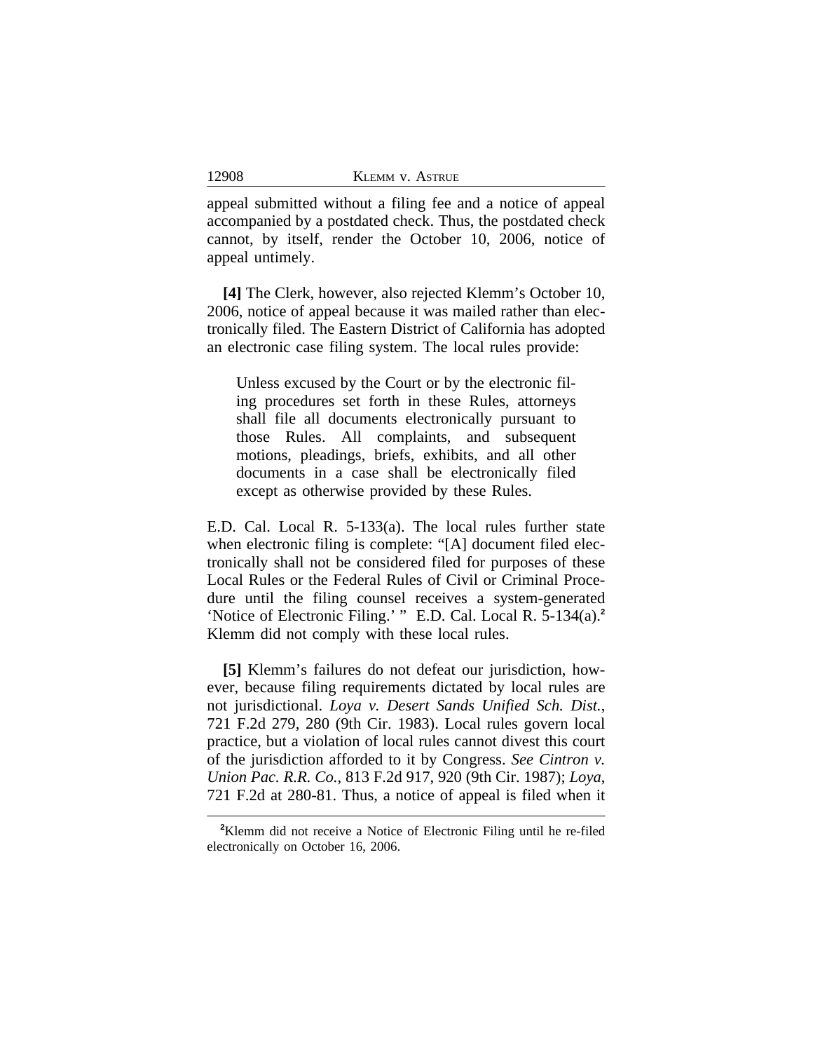appeal submitted without a filing fee and a notice of appeal accompanied by a postdated check. Thus, the postdated check cannot, by itself, render the October 10, 2006, notice of appeal untimely.

**[4]** The Clerk, however, also rejected Klemm's October 10, 2006, notice of appeal because it was mailed rather than electronically filed. The Eastern District of California has adopted an electronic case filing system. The local rules provide:

> Unless excused by the Court or by the electronic filing procedures set forth in these Rules, attorneys shall file all documents electronically pursuant to those Rules. All complaints, and subsequent motions, pleadings, briefs, exhibits, and all other documents in a case shall be electronically filed except as otherwise provided by these Rules.

E.D. Cal. Local R. 5-133(a). The local rules further state when electronic filing is complete: "[A] document filed electronically shall not be considered filed for purposes of these Local Rules or the Federal Rules of Civil or Criminal Procedure until the filing counsel receives a system-generated 'Notice of Electronic Filing.' " E.D. Cal. Local R. 5-134(a).[2] Klemm did not comply with these local rules.

**[5]** Klemm's failures do not defeat our jurisdiction, however, because filing requirements dictated by local rules are not jurisdictional. *Loya v. Desert Sands Unified Sch. Dist.*, 721 F.2d 279, 280 (9th Cir. 1983). Local rules govern local practice, but a violation of local rules cannot divest this court of the jurisdiction afforded to it by Congress. *See Cintron v. Union Pac. R.R. Co.*, 813 F.2d 917, 920 (9th Cir. 1987); *Loya*, 721 F.2d at 280-81. Thus, a notice of appeal is filed when it

---

[2]Klemm did not receive a Notice of Electronic Filing until he re-filed electronically on October 16, 2006.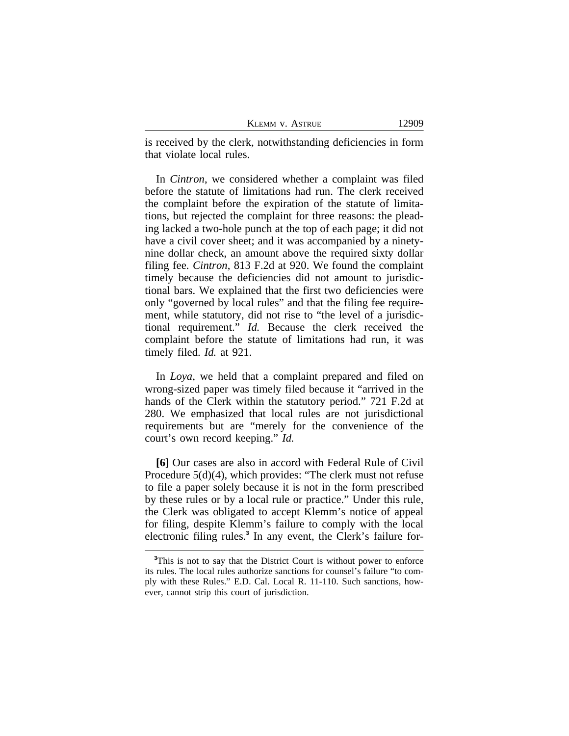is received by the clerk, notwithstanding deficiencies in form that violate local rules.

In *Cintron*, we considered whether a complaint was filed before the statute of limitations had run. The clerk received the complaint before the expiration of the statute of limitations, but rejected the complaint for three reasons: the pleading lacked a two-hole punch at the top of each page; it did not have a civil cover sheet; and it was accompanied by a ninety-nine dollar check, an amount above the required sixty dollar filing fee. *Cintron*, 813 F.2d at 920. We found the complaint timely because the deficiencies did not amount to jurisdictional bars. We explained that the first two deficiencies were only "governed by local rules" and that the filing fee requirement, while statutory, did not rise to "the level of a jurisdictional requirement." *Id.* Because the clerk received the complaint before the statute of limitations had run, it was timely filed. *Id.* at 921.

In *Loya*, we held that a complaint prepared and filed on wrong-sized paper was timely filed because it "arrived in the hands of the Clerk within the statutory period." 721 F.2d at 280. We emphasized that local rules are not jurisdictional requirements but are "merely for the convenience of the court's own record keeping." *Id.*

**[6]** Our cases are also in accord with Federal Rule of Civil Procedure 5(d)(4), which provides: "The clerk must not refuse to file a paper solely because it is not in the form prescribed by these rules or by a local rule or practice." Under this rule, the Clerk was obligated to accept Klemm's notice of appeal for filing, despite Klemm's failure to comply with the local electronic filing rules.[3] In any event, the Clerk's failure for-

[3] This is not to say that the District Court is without power to enforce its rules. The local rules authorize sanctions for counsel's failure "to comply with these Rules." E.D. Cal. Local R. 11-110. Such sanctions, however, cannot strip this court of jurisdiction.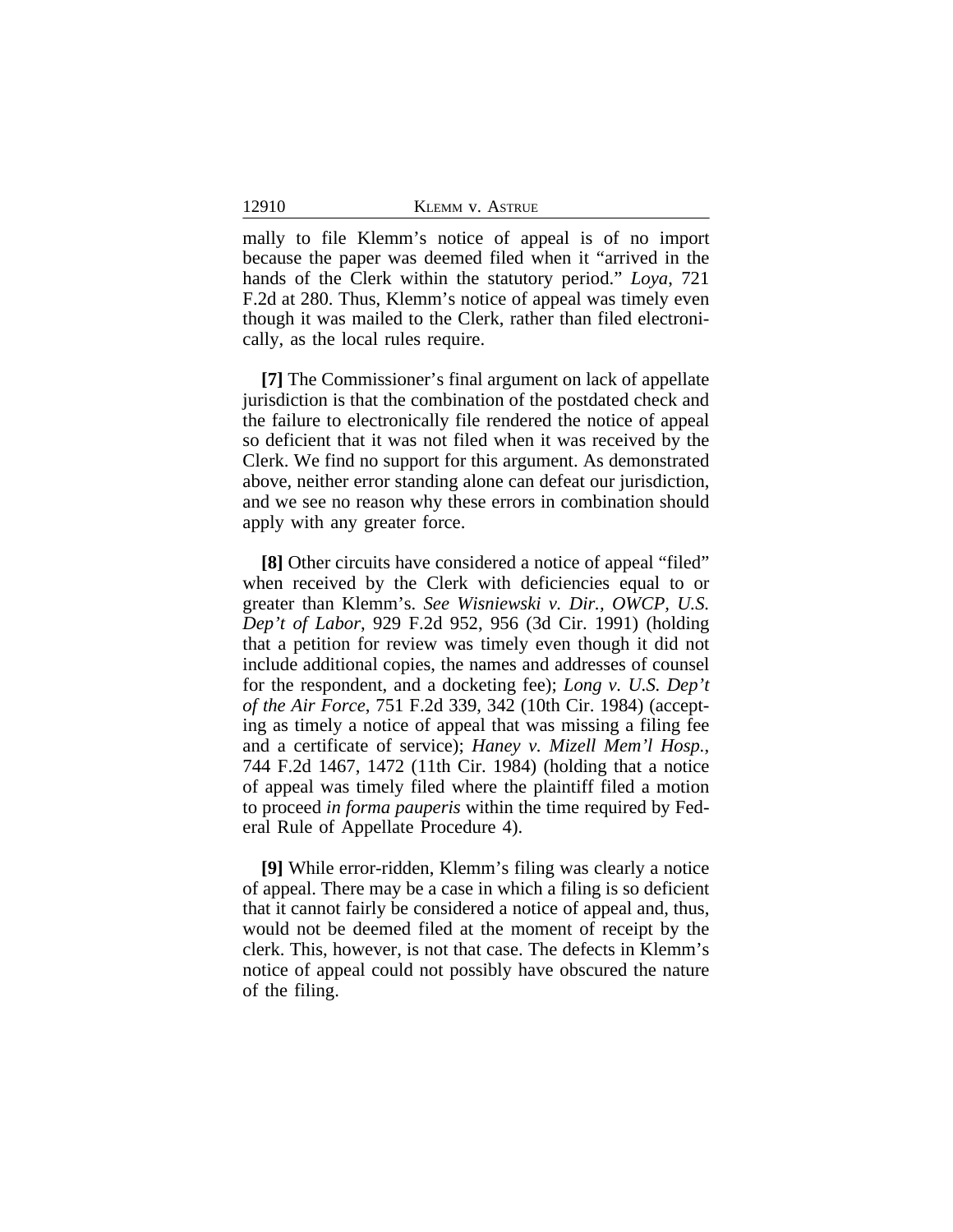mally to file Klemm's notice of appeal is of no import because the paper was deemed filed when it "arrived in the hands of the Clerk within the statutory period." *Loya*, 721 F.2d at 280. Thus, Klemm's notice of appeal was timely even though it was mailed to the Clerk, rather than filed electronically, as the local rules require.

**[7]** The Commissioner's final argument on lack of appellate jurisdiction is that the combination of the postdated check and the failure to electronically file rendered the notice of appeal so deficient that it was not filed when it was received by the Clerk. We find no support for this argument. As demonstrated above, neither error standing alone can defeat our jurisdiction, and we see no reason why these errors in combination should apply with any greater force.

**[8]** Other circuits have considered a notice of appeal "filed" when received by the Clerk with deficiencies equal to or greater than Klemm's. *See Wisniewski v. Dir., OWCP, U.S. Dep't of Labor*, 929 F.2d 952, 956 (3d Cir. 1991) (holding that a petition for review was timely even though it did not include additional copies, the names and addresses of counsel for the respondent, and a docketing fee); *Long v. U.S. Dep't of the Air Force*, 751 F.2d 339, 342 (10th Cir. 1984) (accepting as timely a notice of appeal that was missing a filing fee and a certificate of service); *Haney v. Mizell Mem'l Hosp.*, 744 F.2d 1467, 1472 (11th Cir. 1984) (holding that a notice of appeal was timely filed where the plaintiff filed a motion to proceed *in forma pauperis* within the time required by Federal Rule of Appellate Procedure 4).

**[9]** While error-ridden, Klemm's filing was clearly a notice of appeal. There may be a case in which a filing is so deficient that it cannot fairly be considered a notice of appeal and, thus, would not be deemed filed at the moment of receipt by the clerk. This, however, is not that case. The defects in Klemm's notice of appeal could not possibly have obscured the nature of the filing.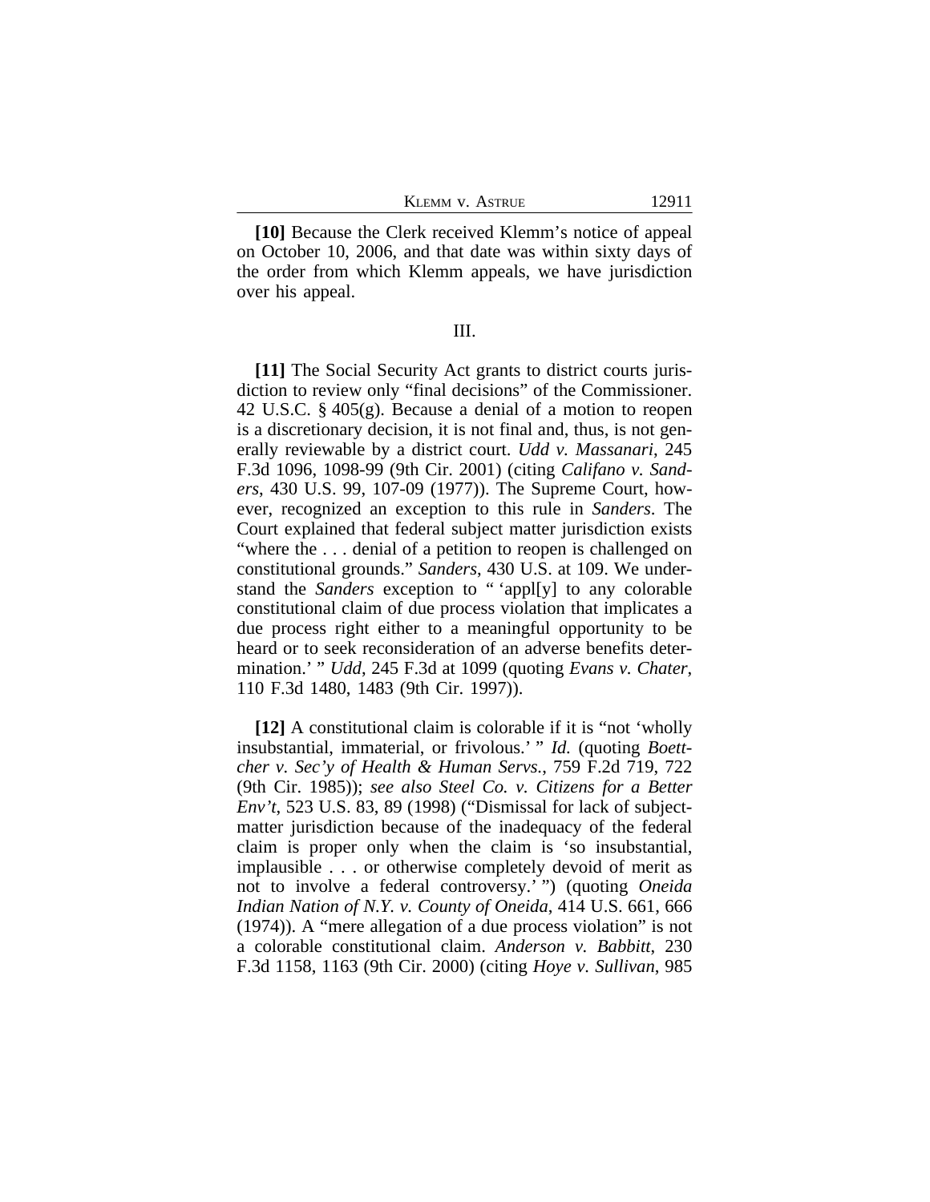**[10]** Because the Clerk received Klemm's notice of appeal on October 10, 2006, and that date was within sixty days of the order from which Klemm appeals, we have jurisdiction over his appeal.

III.

**[11]** The Social Security Act grants to district courts jurisdiction to review only "final decisions" of the Commissioner. 42 U.S.C. § 405(g). Because a denial of a motion to reopen is a discretionary decision, it is not final and, thus, is not generally reviewable by a district court. *Udd v. Massanari*, 245 F.3d 1096, 1098-99 (9th Cir. 2001) (citing *Califano v. Sanders*, 430 U.S. 99, 107-09 (1977)). The Supreme Court, however, recognized an exception to this rule in *Sanders*. The Court explained that federal subject matter jurisdiction exists "where the . . . denial of a petition to reopen is challenged on constitutional grounds." *Sanders*, 430 U.S. at 109. We understand the *Sanders* exception to " 'appl[y] to any colorable constitutional claim of due process violation that implicates a due process right either to a meaningful opportunity to be heard or to seek reconsideration of an adverse benefits determination.' " *Udd*, 245 F.3d at 1099 (quoting *Evans v. Chater*, 110 F.3d 1480, 1483 (9th Cir. 1997)).

**[12]** A constitutional claim is colorable if it is "not 'wholly insubstantial, immaterial, or frivolous.' " *Id.* (quoting *Boettcher v. Sec'y of Health & Human Servs.*, 759 F.2d 719, 722 (9th Cir. 1985)); *see also Steel Co. v. Citizens for a Better Env't*, 523 U.S. 83, 89 (1998) ("Dismissal for lack of subject-matter jurisdiction because of the inadequacy of the federal claim is proper only when the claim is 'so insubstantial, implausible . . . or otherwise completely devoid of merit as not to involve a federal controversy.' ") (quoting *Oneida Indian Nation of N.Y. v. County of Oneida*, 414 U.S. 661, 666 (1974)). A "mere allegation of a due process violation" is not a colorable constitutional claim. *Anderson v. Babbitt*, 230 F.3d 1158, 1163 (9th Cir. 2000) (citing *Hoye v. Sullivan*, 985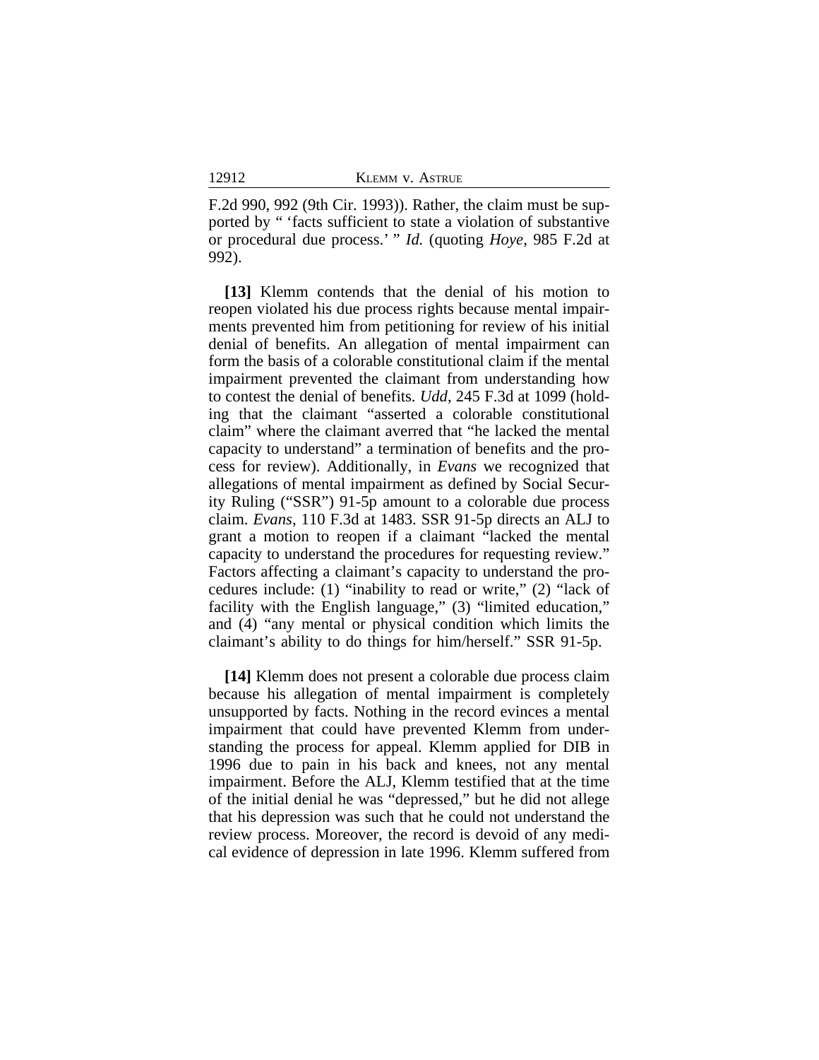F.2d 990, 992 (9th Cir. 1993)). Rather, the claim must be supported by " 'facts sufficient to state a violation of substantive or procedural due process.' " *Id.* (quoting *Hoye*, 985 F.2d at 992).

**[13]** Klemm contends that the denial of his motion to reopen violated his due process rights because mental impairments prevented him from petitioning for review of his initial denial of benefits. An allegation of mental impairment can form the basis of a colorable constitutional claim if the mental impairment prevented the claimant from understanding how to contest the denial of benefits. *Udd*, 245 F.3d at 1099 (holding that the claimant "asserted a colorable constitutional claim" where the claimant averred that "he lacked the mental capacity to understand" a termination of benefits and the process for review). Additionally, in *Evans* we recognized that allegations of mental impairment as defined by Social Security Ruling ("SSR") 91-5p amount to a colorable due process claim. *Evans*, 110 F.3d at 1483. SSR 91-5p directs an ALJ to grant a motion to reopen if a claimant "lacked the mental capacity to understand the procedures for requesting review." Factors affecting a claimant's capacity to understand the procedures include: (1) "inability to read or write," (2) "lack of facility with the English language," (3) "limited education," and (4) "any mental or physical condition which limits the claimant's ability to do things for him/herself." SSR 91-5p.

**[14]** Klemm does not present a colorable due process claim because his allegation of mental impairment is completely unsupported by facts. Nothing in the record evinces a mental impairment that could have prevented Klemm from understanding the process for appeal. Klemm applied for DIB in 1996 due to pain in his back and knees, not any mental impairment. Before the ALJ, Klemm testified that at the time of the initial denial he was "depressed," but he did not allege that his depression was such that he could not understand the review process. Moreover, the record is devoid of any medical evidence of depression in late 1996. Klemm suffered from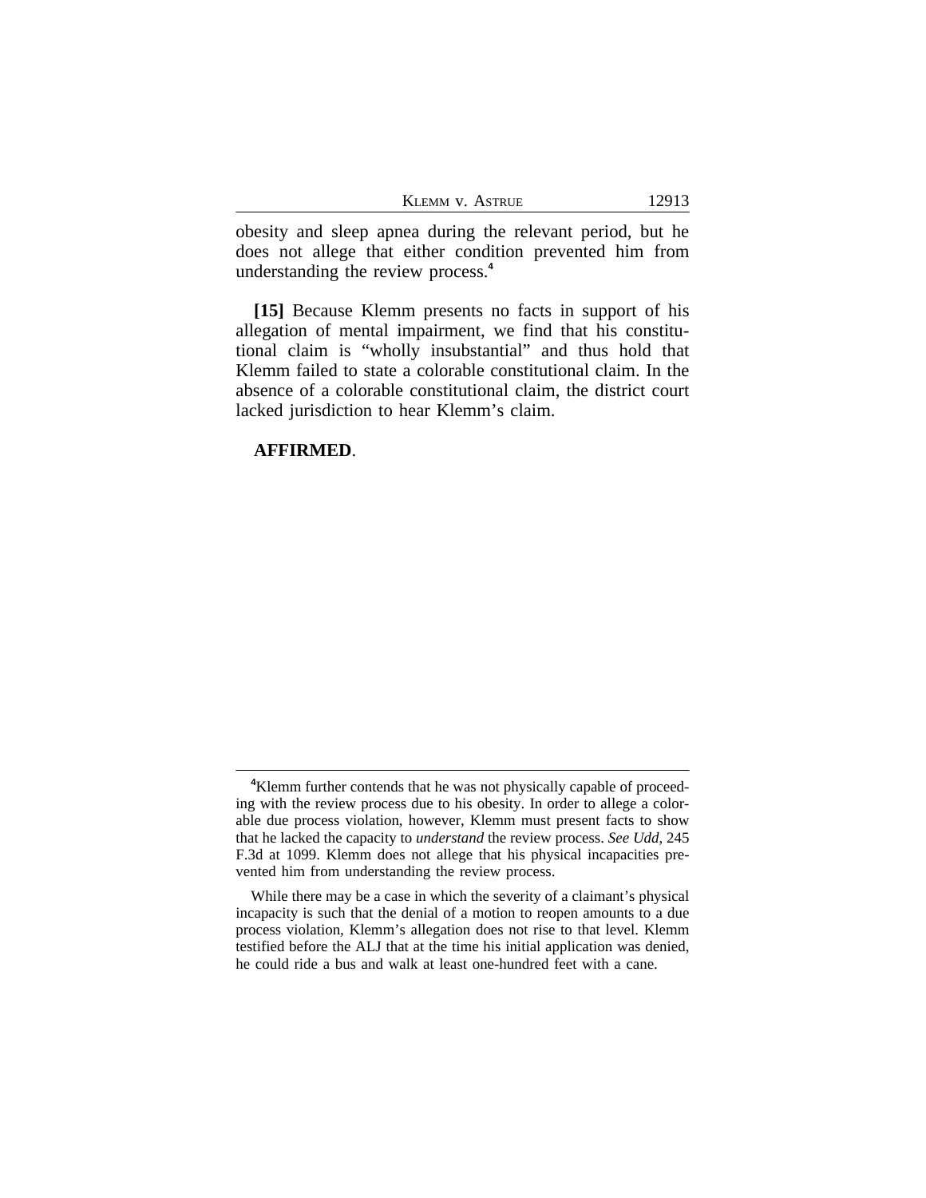obesity and sleep apnea during the relevant period, but he does not allege that either condition prevented him from understanding the review process.[4]

**[15]** Because Klemm presents no facts in support of his allegation of mental impairment, we find that his constitutional claim is "wholly insubstantial" and thus hold that Klemm failed to state a colorable constitutional claim. In the absence of a colorable constitutional claim, the district court lacked jurisdiction to hear Klemm's claim.

**AFFIRMED**.

---

[4]Klemm further contends that he was not physically capable of proceeding with the review process due to his obesity. In order to allege a colorable due process violation, however, Klemm must present facts to show that he lacked the capacity to *understand* the review process. *See Udd*, 245 F.3d at 1099. Klemm does not allege that his physical incapacities prevented him from understanding the review process.

While there may be a case in which the severity of a claimant's physical incapacity is such that the denial of a motion to reopen amounts to a due process violation, Klemm's allegation does not rise to that level. Klemm testified before the ALJ that at the time his initial application was denied, he could ride a bus and walk at least one-hundred feet with a cane.